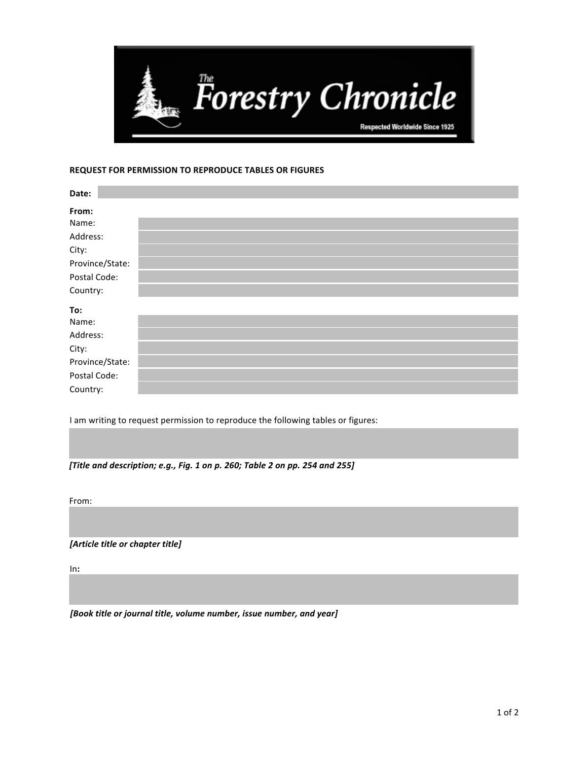The Forestry Chronicle

Respected Worldwide Since 1925

**REQUEST FOR PERMISSION TO REPRODUCE TABLES OR FIGURES**

**Date:**

**From:**

Name:

Address:

City:

Province/State:

Postal Code:

Country:

**To:**

Name:

Address:

City:

Province/State:

Postal Code:

Country:

I am writing to request permission to reproduce the following tables or figures:

***[Title and description; e.g., Fig. 1 on p. 260; Table 2 on pp. 254 and 255]***

From:

***[Article title or chapter title]***

In**:**

***[Book title or journal title, volume number, issue number, and year]***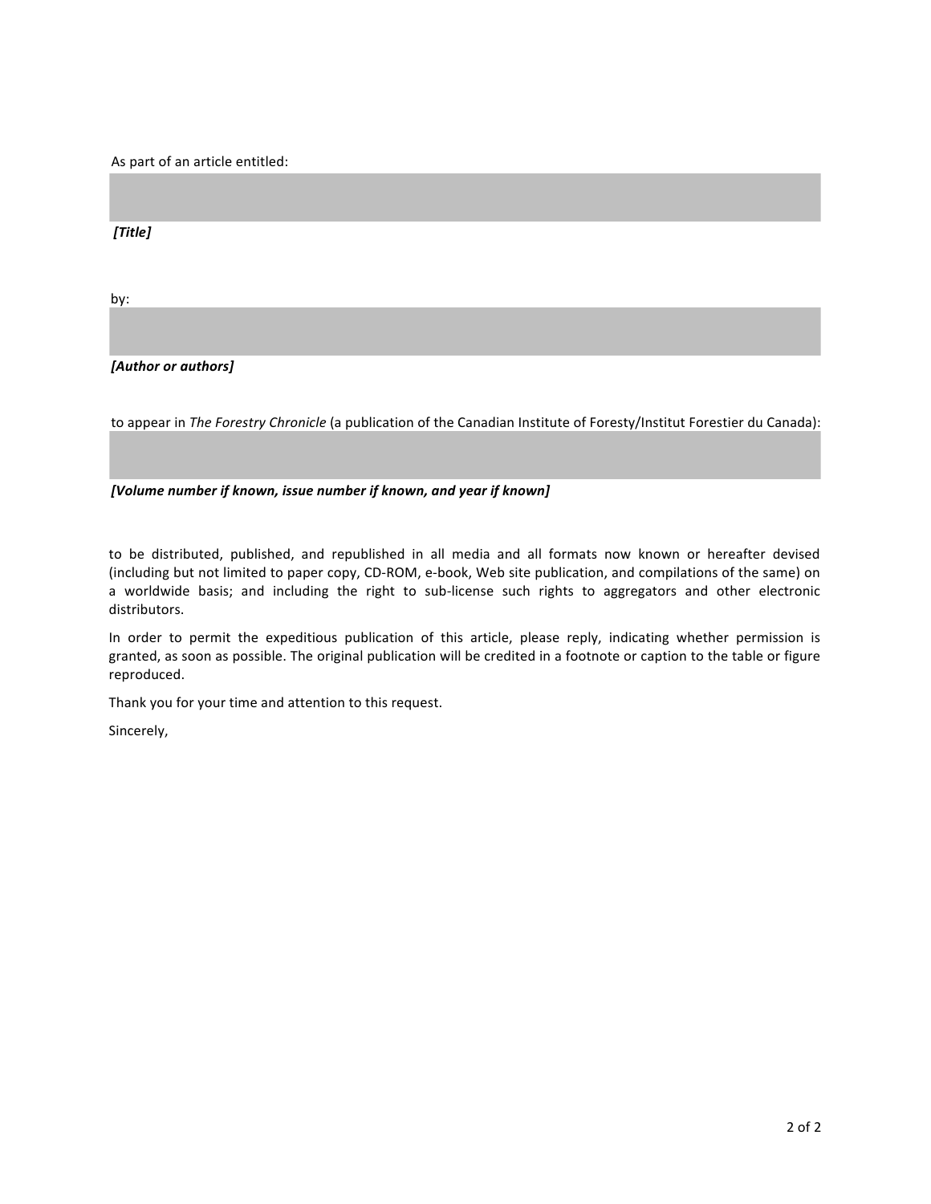As part of an article entitled:

***[Title]***

by:

***[Author or authors]***

to appear in *The Forestry Chronicle* (a publication of the Canadian Institute of Foresty/Institut Forestier du Canada):

***[Volume number if known, issue number if known, and year if known]***

to be distributed, published, and republished in all media and all formats now known or hereafter devised (including but not limited to paper copy, CD-ROM, e-book, Web site publication, and compilations of the same) on a worldwide basis; and including the right to sub-license such rights to aggregators and other electronic distributors.

In order to permit the expeditious publication of this article, please reply, indicating whether permission is granted, as soon as possible. The original publication will be credited in a footnote or caption to the table or figure reproduced.

Thank you for your time and attention to this request.

Sincerely,